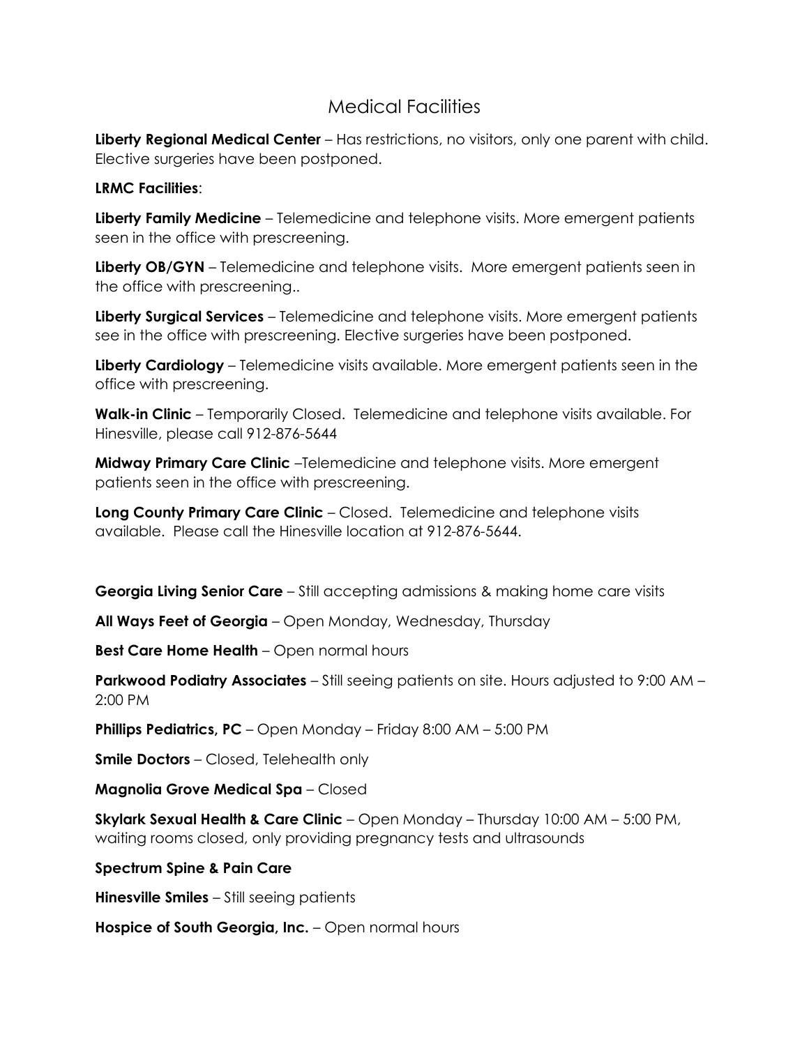# Medical Facilities

**Liberty Regional Medical Center** – Has restrictions, no visitors, only one parent with child. Elective surgeries have been postponed.

**LRMC Facilities**:

**Liberty Family Medicine** – Telemedicine and telephone visits. More emergent patients seen in the office with prescreening.

**Liberty OB/GYN** – Telemedicine and telephone visits. More emergent patients seen in the office with prescreening..

**Liberty Surgical Services** – Telemedicine and telephone visits. More emergent patients see in the office with prescreening. Elective surgeries have been postponed.

**Liberty Cardiology** – Telemedicine visits available. More emergent patients seen in the office with prescreening.

**Walk-in Clinic** – Temporarily Closed. Telemedicine and telephone visits available. For Hinesville, please call 912-876-5644

**Midway Primary Care Clinic** –Telemedicine and telephone visits. More emergent patients seen in the office with prescreening.

**Long County Primary Care Clinic** – Closed. Telemedicine and telephone visits available. Please call the Hinesville location at 912-876-5644.

**Georgia Living Senior Care** – Still accepting admissions & making home care visits

**All Ways Feet of Georgia** – Open Monday, Wednesday, Thursday

**Best Care Home Health** – Open normal hours

**Parkwood Podiatry Associates** – Still seeing patients on site. Hours adjusted to 9:00 AM – 2:00 PM

**Phillips Pediatrics, PC** – Open Monday – Friday 8:00 AM – 5:00 PM

**Smile Doctors** – Closed, Telehealth only

**Magnolia Grove Medical Spa** – Closed

**Skylark Sexual Health & Care Clinic** – Open Monday – Thursday 10:00 AM – 5:00 PM, waiting rooms closed, only providing pregnancy tests and ultrasounds

**Spectrum Spine & Pain Care**

**Hinesville Smiles** – Still seeing patients

**Hospice of South Georgia, Inc.** – Open normal hours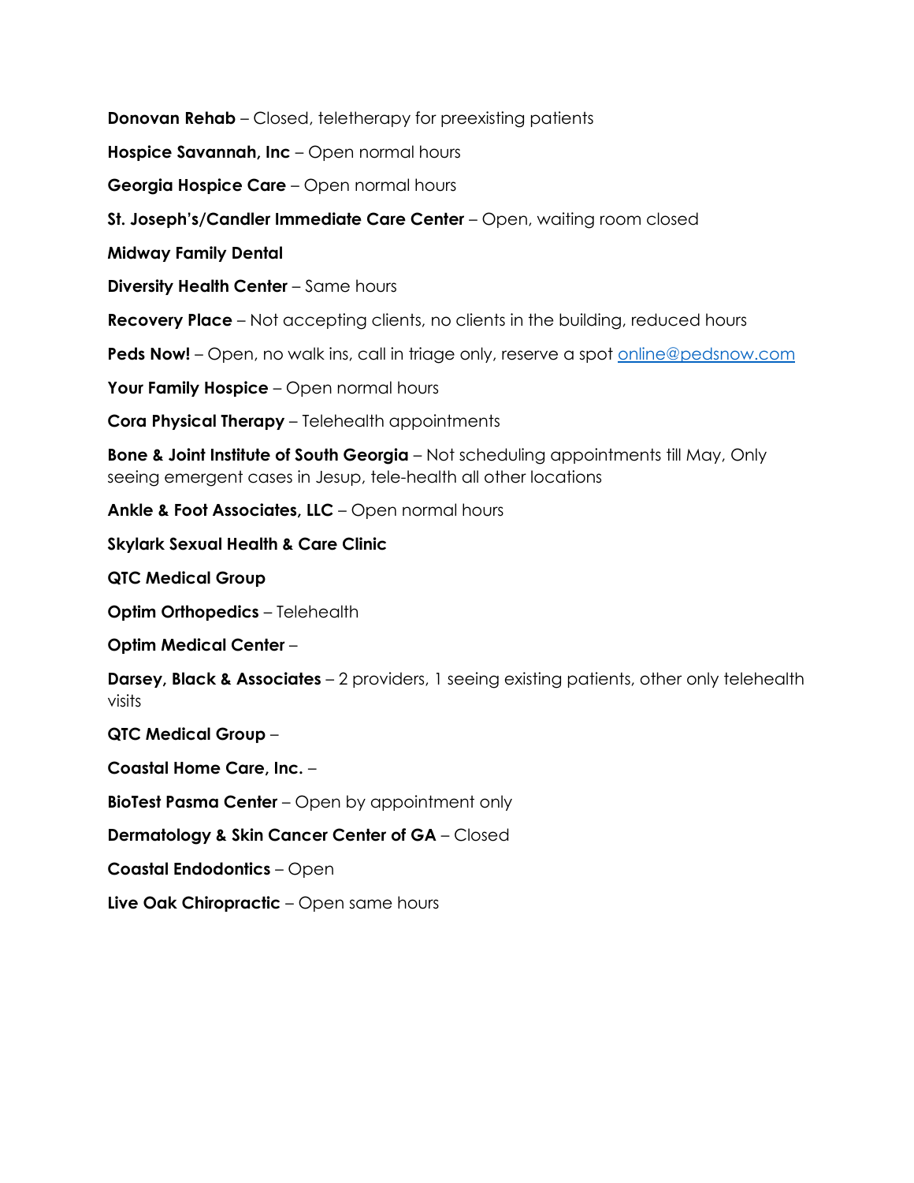**Donovan Rehab** – Closed, teletherapy for preexisting patients

**Hospice Savannah, Inc** – Open normal hours

**Georgia Hospice Care** – Open normal hours

**St. Joseph's/Candler Immediate Care Center** – Open, waiting room closed

**Midway Family Dental**

**Diversity Health Center** – Same hours

**Recovery Place** – Not accepting clients, no clients in the building, reduced hours

**Peds Now!** – Open, no walk ins, call in triage only, reserve a spot online@pedsnow.com

**Your Family Hospice** – Open normal hours

**Cora Physical Therapy** – Telehealth appointments

**Bone & Joint Institute of South Georgia** – Not scheduling appointments till May, Only seeing emergent cases in Jesup, tele-health all other locations

**Ankle & Foot Associates, LLC** – Open normal hours

**Skylark Sexual Health & Care Clinic**

**QTC Medical Group**

**Optim Orthopedics** – Telehealth

**Optim Medical Center** –

**Darsey, Black & Associates** – 2 providers, 1 seeing existing patients, other only telehealth visits

**QTC Medical Group** –

**Coastal Home Care, Inc.** –

**BioTest Pasma Center** – Open by appointment only

**Dermatology & Skin Cancer Center of GA** – Closed

**Coastal Endodontics** – Open

**Live Oak Chiropractic** – Open same hours